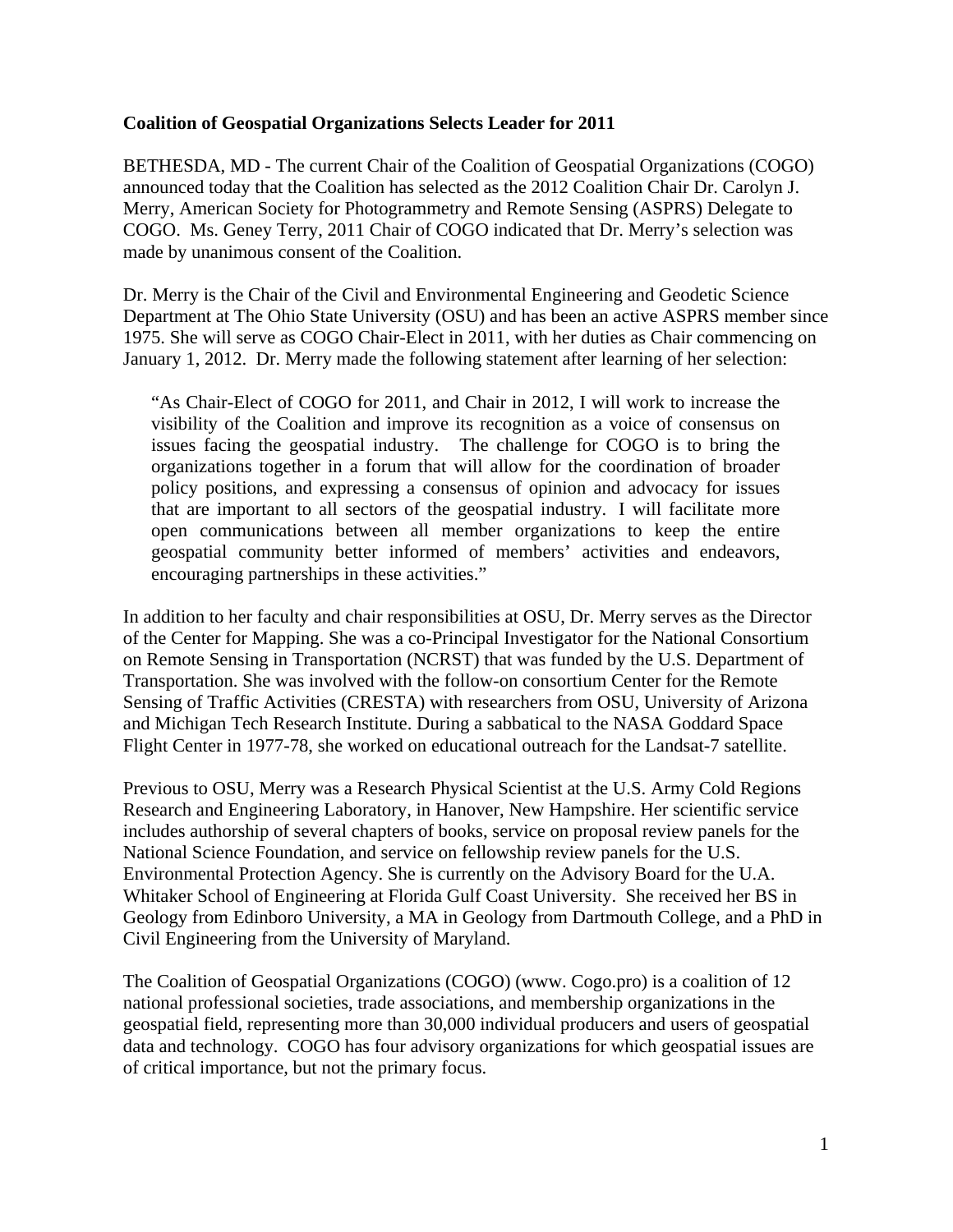**Coalition of Geospatial Organizations Selects Leader for 2011**

BETHESDA, MD - The current Chair of the Coalition of Geospatial Organizations (COGO) announced today that the Coalition has selected as the 2012 Coalition Chair Dr. Carolyn J. Merry, American Society for Photogrammetry and Remote Sensing (ASPRS) Delegate to COGO. Ms. Geney Terry, 2011 Chair of COGO indicated that Dr. Merry's selection was made by unanimous consent of the Coalition.

Dr. Merry is the Chair of the Civil and Environmental Engineering and Geodetic Science Department at The Ohio State University (OSU) and has been an active ASPRS member since 1975. She will serve as COGO Chair-Elect in 2011, with her duties as Chair commencing on January 1, 2012. Dr. Merry made the following statement after learning of her selection:

> "As Chair-Elect of COGO for 2011, and Chair in 2012, I will work to increase the visibility of the Coalition and improve its recognition as a voice of consensus on issues facing the geospatial industry. The challenge for COGO is to bring the organizations together in a forum that will allow for the coordination of broader policy positions, and expressing a consensus of opinion and advocacy for issues that are important to all sectors of the geospatial industry. I will facilitate more open communications between all member organizations to keep the entire geospatial community better informed of members' activities and endeavors, encouraging partnerships in these activities."

In addition to her faculty and chair responsibilities at OSU, Dr. Merry serves as the Director of the Center for Mapping. She was a co-Principal Investigator for the National Consortium on Remote Sensing in Transportation (NCRST) that was funded by the U.S. Department of Transportation. She was involved with the follow-on consortium Center for the Remote Sensing of Traffic Activities (CRESTA) with researchers from OSU, University of Arizona and Michigan Tech Research Institute. During a sabbatical to the NASA Goddard Space Flight Center in 1977-78, she worked on educational outreach for the Landsat-7 satellite.

Previous to OSU, Merry was a Research Physical Scientist at the U.S. Army Cold Regions Research and Engineering Laboratory, in Hanover, New Hampshire. Her scientific service includes authorship of several chapters of books, service on proposal review panels for the National Science Foundation, and service on fellowship review panels for the U.S. Environmental Protection Agency. She is currently on the Advisory Board for the U.A. Whitaker School of Engineering at Florida Gulf Coast University. She received her BS in Geology from Edinboro University, a MA in Geology from Dartmouth College, and a PhD in Civil Engineering from the University of Maryland.

The Coalition of Geospatial Organizations (COGO) (www. Cogo.pro) is a coalition of 12 national professional societies, trade associations, and membership organizations in the geospatial field, representing more than 30,000 individual producers and users of geospatial data and technology. COGO has four advisory organizations for which geospatial issues are of critical importance, but not the primary focus.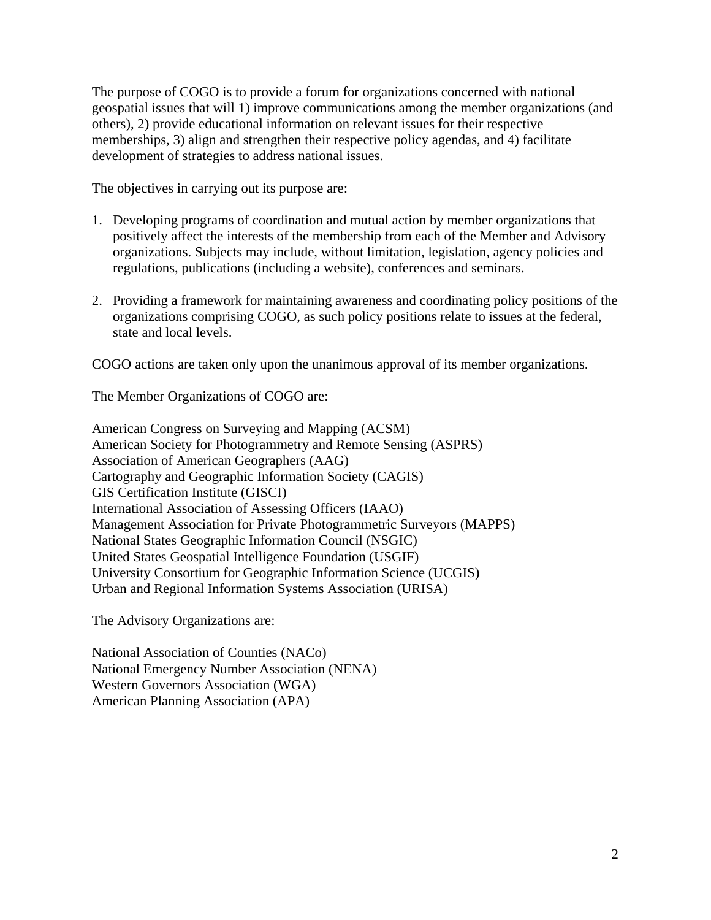The purpose of COGO is to provide a forum for organizations concerned with national geospatial issues that will 1) improve communications among the member organizations (and others), 2) provide educational information on relevant issues for their respective memberships, 3) align and strengthen their respective policy agendas, and 4) facilitate development of strategies to address national issues.

The objectives in carrying out its purpose are:

1. Developing programs of coordination and mutual action by member organizations that positively affect the interests of the membership from each of the Member and Advisory organizations. Subjects may include, without limitation, legislation, agency policies and regulations, publications (including a website), conferences and seminars.

2. Providing a framework for maintaining awareness and coordinating policy positions of the organizations comprising COGO, as such policy positions relate to issues at the federal, state and local levels.

COGO actions are taken only upon the unanimous approval of its member organizations.

The Member Organizations of COGO are:

American Congress on Surveying and Mapping (ACSM)
American Society for Photogrammetry and Remote Sensing (ASPRS)
Association of American Geographers (AAG)
Cartography and Geographic Information Society (CAGIS)
GIS Certification Institute (GISCI)
International Association of Assessing Officers (IAAO)
Management Association for Private Photogrammetric Surveyors (MAPPS)
National States Geographic Information Council (NSGIC)
United States Geospatial Intelligence Foundation (USGIF)
University Consortium for Geographic Information Science (UCGIS)
Urban and Regional Information Systems Association (URISA)

The Advisory Organizations are:

National Association of Counties (NACo)
National Emergency Number Association (NENA)
Western Governors Association (WGA)
American Planning Association (APA)